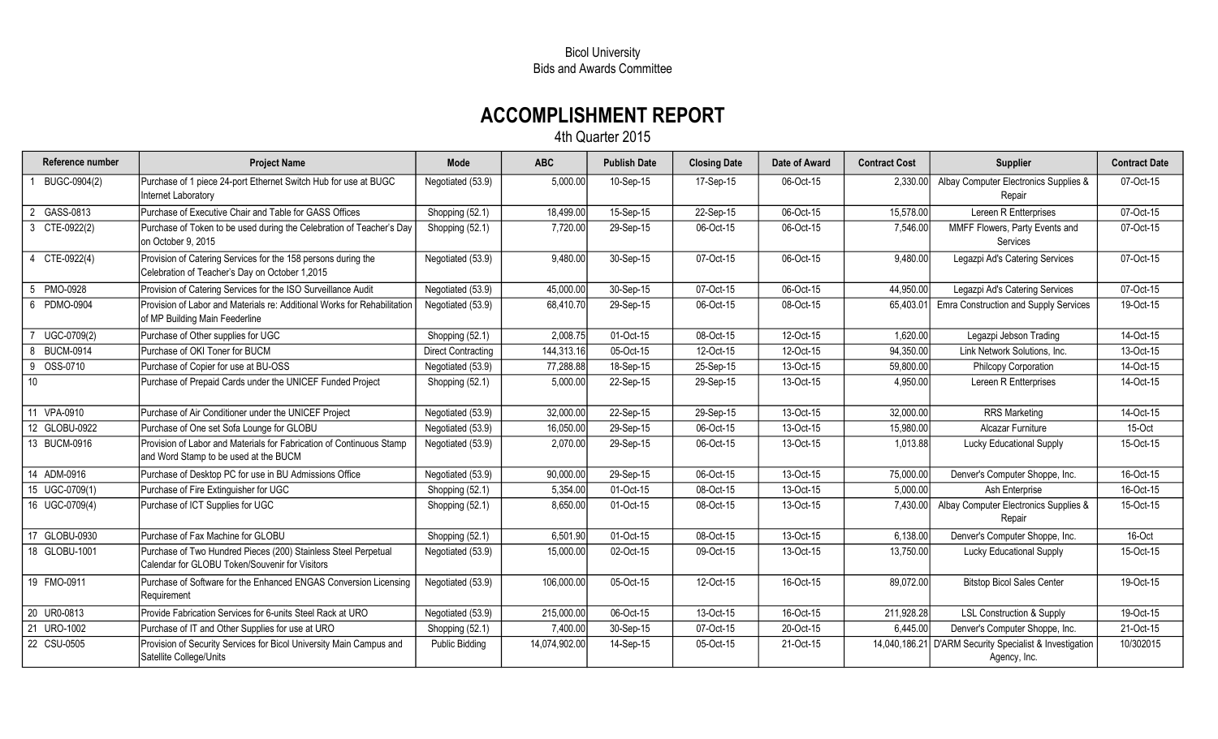Bicol University
Bids and Awards Committee

# ACCOMPLISHMENT REPORT

4th Quarter 2015

| Reference number | Project Name | Mode | ABC | Publish Date | Closing Date | Date of Award | Contract Cost | Supplier | Contract Date |
|---|---|---|---|---|---|---|---|---|---|
| 1 BUGC-0904(2) | Purchase of 1 piece 24-port Ethernet Switch Hub for use at BUGC Internet Laboratory | Negotiated (53.9) | 5,000.00 | 10-Sep-15 | 17-Sep-15 | 06-Oct-15 | 2,330.00 | Albay Computer Electronics Supplies & Repair | 07-Oct-15 |
| 2 GASS-0813 | Purchase of Executive Chair and Table for GASS Offices | Shopping (52.1) | 18,499.00 | 15-Sep-15 | 22-Sep-15 | 06-Oct-15 | 15,578.00 | Lereen R Entterprises | 07-Oct-15 |
| 3 CTE-0922(2) | Purchase of Token to be used during the Celebration of Teacher's Day on October 9, 2015 | Shopping (52.1) | 7,720.00 | 29-Sep-15 | 06-Oct-15 | 06-Oct-15 | 7,546.00 | MMFF Flowers, Party Events and Services | 07-Oct-15 |
| 4 CTE-0922(4) | Provision of Catering Services for the 158 persons during the Celebration of Teacher's Day on October 1,2015 | Negotiated (53.9) | 9,480.00 | 30-Sep-15 | 07-Oct-15 | 06-Oct-15 | 9,480.00 | Legazpi Ad's Catering Services | 07-Oct-15 |
| 5 PMO-0928 | Provision of Catering Services for the ISO Surveillance Audit | Negotiated (53.9) | 45,000.00 | 30-Sep-15 | 07-Oct-15 | 06-Oct-15 | 44,950.00 | Legazpi Ad's Catering Services | 07-Oct-15 |
| 6 PDMO-0904 | Provision of Labor and Materials re: Additional Works for Rehabilitation of MP Building Main Feederline | Negotiated (53.9) | 68,410.70 | 29-Sep-15 | 06-Oct-15 | 08-Oct-15 | 65,403.01 | Emra Construction and Supply Services | 19-Oct-15 |
| 7 UGC-0709(2) | Purchase of Other supplies for UGC | Shopping (52.1) | 2,008.75 | 01-Oct-15 | 08-Oct-15 | 12-Oct-15 | 1,620.00 | Legazpi Jebson Trading | 14-Oct-15 |
| 8 BUCM-0914 | Purchase of OKI Toner for BUCM | Direct Contracting | 144,313.16 | 05-Oct-15 | 12-Oct-15 | 12-Oct-15 | 94,350.00 | Link Network Solutions, Inc. | 13-Oct-15 |
| 9 OSS-0710 | Purchase of Copier for use at BU-OSS | Negotiated (53.9) | 77,288.88 | 18-Sep-15 | 25-Sep-15 | 13-Oct-15 | 59,800.00 | Philcopy Corporation | 14-Oct-15 |
| 10 | Purchase of Prepaid Cards under the UNICEF Funded Project | Shopping (52.1) | 5,000.00 | 22-Sep-15 | 29-Sep-15 | 13-Oct-15 | 4,950.00 | Lereen R Entterprises | 14-Oct-15 |
| 11 VPA-0910 | Purchase of Air Conditioner under the UNICEF Project | Negotiated (53.9) | 32,000.00 | 22-Sep-15 | 29-Sep-15 | 13-Oct-15 | 32,000.00 | RRS Marketing | 14-Oct-15 |
| 12 GLOBU-0922 | Purchase of One set Sofa Lounge for GLOBU | Negotiated (53.9) | 16,050.00 | 29-Sep-15 | 06-Oct-15 | 13-Oct-15 | 15,980.00 | Alcazar Furniture | 15-Oct |
| 13 BUCM-0916 | Provision of Labor and Materials for Fabrication of Continuous Stamp and Word Stamp to be used at the BUCM | Negotiated (53.9) | 2,070.00 | 29-Sep-15 | 06-Oct-15 | 13-Oct-15 | 1,013.88 | Lucky Educational Supply | 15-Oct-15 |
| 14 ADM-0916 | Purchase of Desktop PC for use in BU Admissions Office | Negotiated (53.9) | 90,000.00 | 29-Sep-15 | 06-Oct-15 | 13-Oct-15 | 75,000.00 | Denver's Computer Shoppe, Inc. | 16-Oct-15 |
| 15 UGC-0709(1) | Purchase of Fire Extinguisher for UGC | Shopping (52.1) | 5,354.00 | 01-Oct-15 | 08-Oct-15 | 13-Oct-15 | 5,000.00 | Ash Enterprise | 16-Oct-15 |
| 16 UGC-0709(4) | Purchase of ICT Supplies for UGC | Shopping (52.1) | 8,650.00 | 01-Oct-15 | 08-Oct-15 | 13-Oct-15 | 7,430.00 | Albay Computer Electronics Supplies & Repair | 15-Oct-15 |
| 17 GLOBU-0930 | Purchase of Fax Machine for GLOBU | Shopping (52.1) | 6,501.90 | 01-Oct-15 | 08-Oct-15 | 13-Oct-15 | 6,138.00 | Denver's Computer Shoppe, Inc. | 16-Oct |
| 18 GLOBU-1001 | Purchase of Two Hundred Pieces (200) Stainless Steel Perpetual Calendar for GLOBU Token/Souvenir for Visitors | Negotiated (53.9) | 15,000.00 | 02-Oct-15 | 09-Oct-15 | 13-Oct-15 | 13,750.00 | Lucky Educational Supply | 15-Oct-15 |
| 19 FMO-0911 | Purchase of Software for the Enhanced ENGAS Conversion Licensing Requirement | Negotiated (53.9) | 106,000.00 | 05-Oct-15 | 12-Oct-15 | 16-Oct-15 | 89,072.00 | Bitstop Bicol Sales Center | 19-Oct-15 |
| 20 UR0-0813 | Provide Fabrication Services for 6-units Steel Rack at URO | Negotiated (53.9) | 215,000.00 | 06-Oct-15 | 13-Oct-15 | 16-Oct-15 | 211,928.28 | LSL Construction & Supply | 19-Oct-15 |
| 21 URO-1002 | Purchase of IT and Other Supplies for use at URO | Shopping (52.1) | 7,400.00 | 30-Sep-15 | 07-Oct-15 | 20-Oct-15 | 6,445.00 | Denver's Computer Shoppe, Inc. | 21-Oct-15 |
| 22 CSU-0505 | Provision of Security Services for Bicol University Main Campus and Satellite College/Units | Public Bidding | 14,074,902.00 | 14-Sep-15 | 05-Oct-15 | 21-Oct-15 | 14,040,186.21 | D'ARM Security Specialist & Investigation Agency, Inc. | 10/302015 |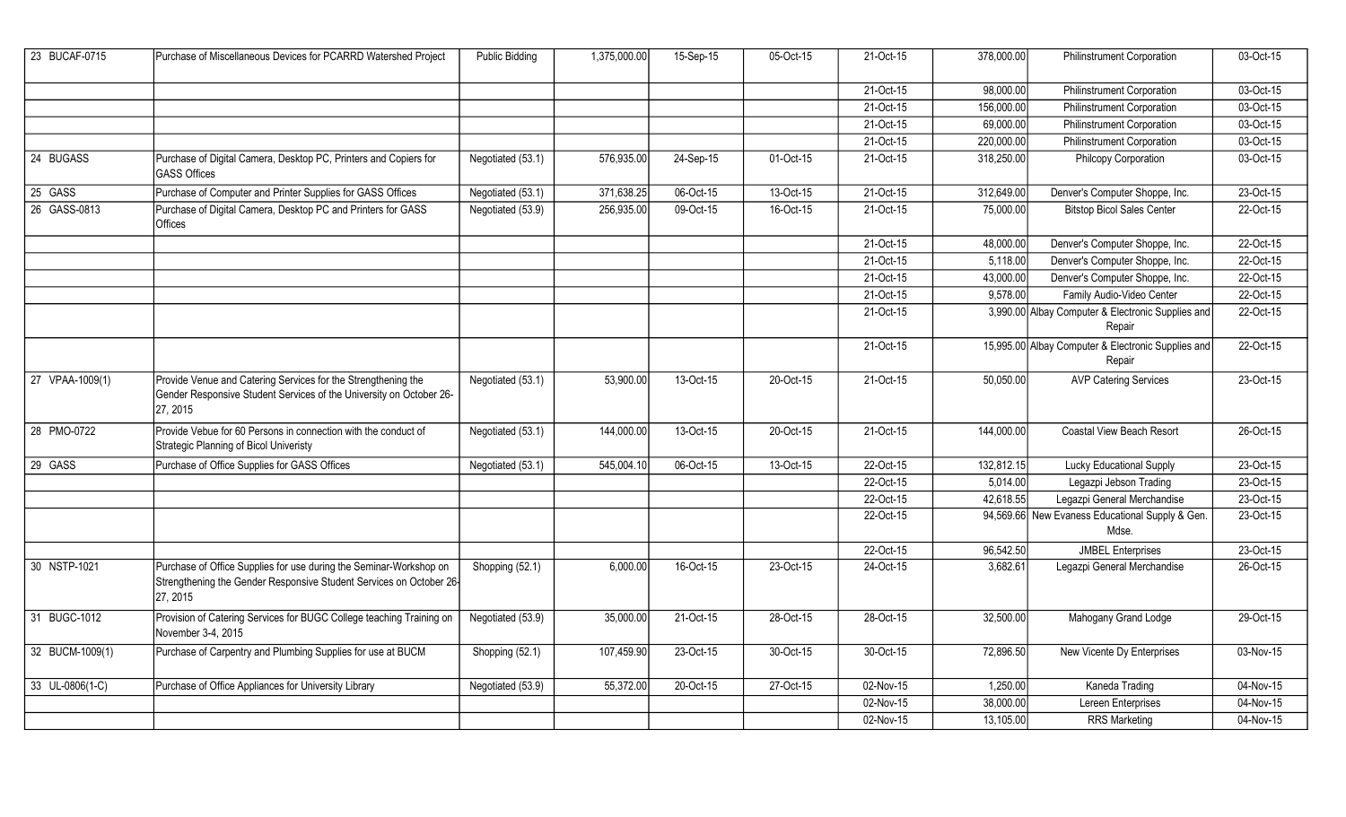| | | | | | | | | | |
|---|---|---|---|---|---|---|---|---|---|
| 23 BUCAF-0715 | Purchase of Miscellaneous Devices for PCARRD Watershed Project | Public Bidding | 1,375,000.00 | 15-Sep-15 | 05-Oct-15 | 21-Oct-15 | 378,000.00 | Philinstrument Corporation | 03-Oct-15 |
| | | | | | | 21-Oct-15 | 98,000.00 | Philinstrument Corporation | 03-Oct-15 |
| | | | | | | 21-Oct-15 | 156,000.00 | Philinstrument Corporation | 03-Oct-15 |
| | | | | | | 21-Oct-15 | 69,000.00 | Philinstrument Corporation | 03-Oct-15 |
| | | | | | | 21-Oct-15 | 220,000.00 | Philinstrument Corporation | 03-Oct-15 |
| 24 BUGASS | Purchase of Digital Camera, Desktop PC, Printers and Copiers for GASS Offices | Negotiated (53.1) | 576,935.00 | 24-Sep-15 | 01-Oct-15 | 21-Oct-15 | 318,250.00 | Philcopy Corporation | 03-Oct-15 |
| 25 GASS | Purchase of Computer and Printer Supplies for GASS Offices | Negotiated (53.1) | 371,638.25 | 06-Oct-15 | 13-Oct-15 | 21-Oct-15 | 312,649.00 | Denver's Computer Shoppe, Inc. | 23-Oct-15 |
| 26 GASS-0813 | Purchase of Digital Camera, Desktop PC and Printers for GASS Offices | Negotiated (53.9) | 256,935.00 | 09-Oct-15 | 16-Oct-15 | 21-Oct-15 | 75,000.00 | Bitstop Bicol Sales Center | 22-Oct-15 |
| | | | | | | 21-Oct-15 | 48,000.00 | Denver's Computer Shoppe, Inc. | 22-Oct-15 |
| | | | | | | 21-Oct-15 | 5,118.00 | Denver's Computer Shoppe, Inc. | 22-Oct-15 |
| | | | | | | 21-Oct-15 | 43,000.00 | Denver's Computer Shoppe, Inc. | 22-Oct-15 |
| | | | | | | 21-Oct-15 | 9,578.00 | Family Audio-Video Center | 22-Oct-15 |
| | | | | | | 21-Oct-15 | 3,990.00 | Albay Computer & Electronic Supplies and Repair | 22-Oct-15 |
| | | | | | | 21-Oct-15 | 15,995.00 | Albay Computer & Electronic Supplies and Repair | 22-Oct-15 |
| 27 VPAA-1009(1) | Provide Venue and Catering Services for the Strengthening the Gender Responsive Student Services of the University on October 26-27, 2015 | Negotiated (53.1) | 53,900.00 | 13-Oct-15 | 20-Oct-15 | 21-Oct-15 | 50,050.00 | AVP Catering Services | 23-Oct-15 |
| 28 PMO-0722 | Provide Vebue for 60 Persons in connection with the conduct of Strategic Planning of Bicol Univeristy | Negotiated (53.1) | 144,000.00 | 13-Oct-15 | 20-Oct-15 | 21-Oct-15 | 144,000.00 | Coastal View Beach Resort | 26-Oct-15 |
| 29 GASS | Purchase of Office Supplies for GASS Offices | Negotiated (53.1) | 545,004.10 | 06-Oct-15 | 13-Oct-15 | 22-Oct-15 | 132,812.15 | Lucky Educational Supply | 23-Oct-15 |
| | | | | | | 22-Oct-15 | 5,014.00 | Legazpi Jebson Trading | 23-Oct-15 |
| | | | | | | 22-Oct-15 | 42,618.55 | Legazpi General Merchandise | 23-Oct-15 |
| | | | | | | 22-Oct-15 | 94,569.66 | New Evaness Educational Supply & Gen. Mdse. | 23-Oct-15 |
| | | | | | | 22-Oct-15 | 96,542.50 | JMBEL Enterprises | 23-Oct-15 |
| 30 NSTP-1021 | Purchase of Office Supplies for use during the Seminar-Workshop on Strengthening the Gender Responsive Student Services on October 26-27, 2015 | Shopping (52.1) | 6,000.00 | 16-Oct-15 | 23-Oct-15 | 24-Oct-15 | 3,682.61 | Legazpi General Merchandise | 26-Oct-15 |
| 31 BUGC-1012 | Provision of Catering Services for BUGC College teaching Training on November 3-4, 2015 | Negotiated (53.9) | 35,000.00 | 21-Oct-15 | 28-Oct-15 | 28-Oct-15 | 32,500.00 | Mahogany Grand Lodge | 29-Oct-15 |
| 32 BUCM-1009(1) | Purchase of Carpentry and Plumbing Supplies for use at BUCM | Shopping (52.1) | 107,459.90 | 23-Oct-15 | 30-Oct-15 | 30-Oct-15 | 72,896.50 | New Vicente Dy Enterprises | 03-Nov-15 |
| 33 UL-0806(1-C) | Purchase of Office Appliances for University Library | Negotiated (53.9) | 55,372.00 | 20-Oct-15 | 27-Oct-15 | 02-Nov-15 | 1,250.00 | Kaneda Trading | 04-Nov-15 |
| | | | | | | 02-Nov-15 | 38,000.00 | Lereen Enterprises | 04-Nov-15 |
| | | | | | | 02-Nov-15 | 13,105.00 | RRS Marketing | 04-Nov-15 |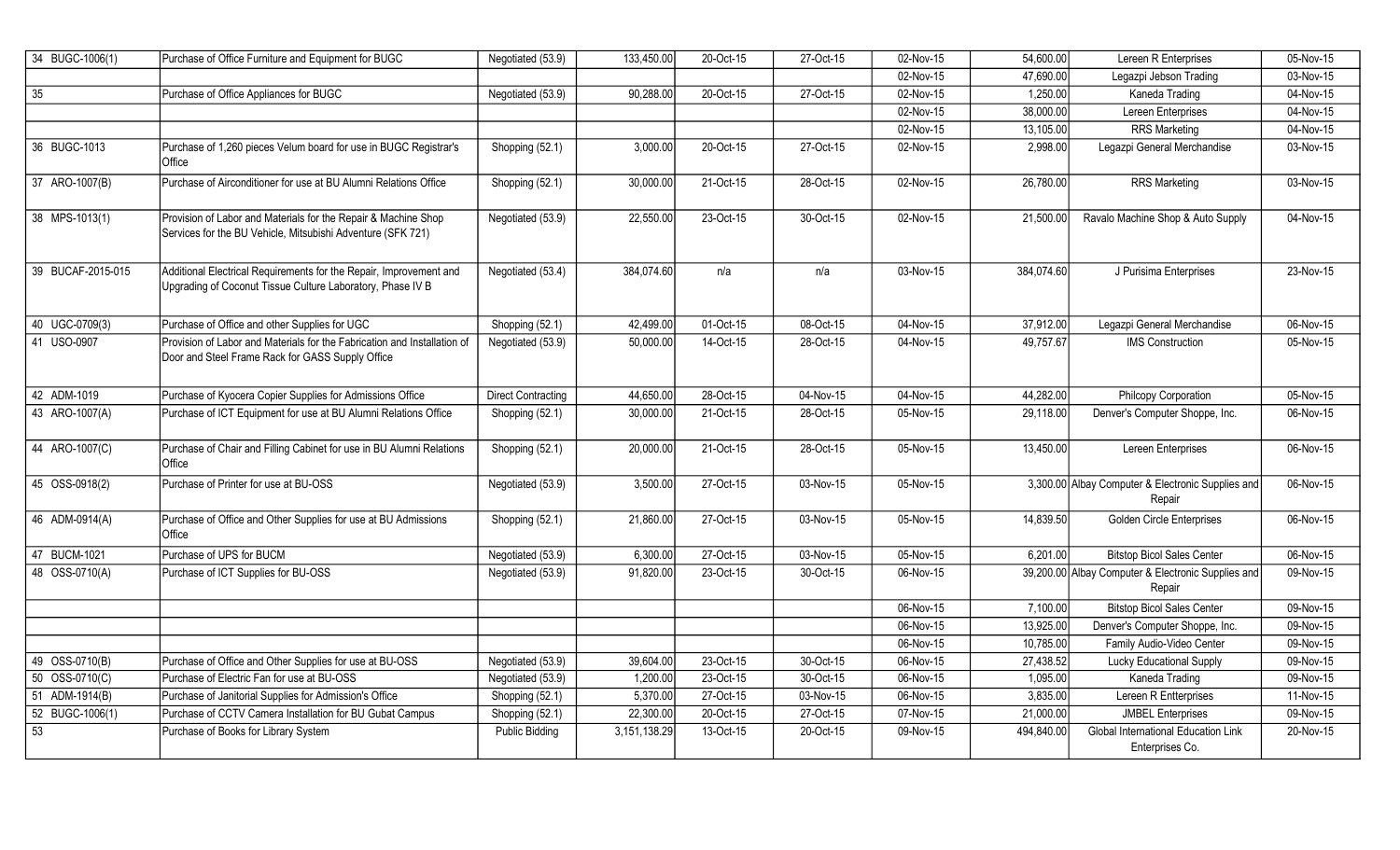| | | | | | | | | | |
|---|---|---|---|---|---|---|---|---|---|
| 34 BUGC-1006(1) | Purchase of Office Furniture and Equipment for BUGC | Negotiated (53.9) | 133,450.00 | 20-Oct-15 | 27-Oct-15 | 02-Nov-15 | 54,600.00 | Lereen R Enterprises | 05-Nov-15 |
| | | | | | | 02-Nov-15 | 47,690.00 | Legazpi Jebson Trading | 03-Nov-15 |
| 35 | Purchase of Office Appliances for BUGC | Negotiated (53.9) | 90,288.00 | 20-Oct-15 | 27-Oct-15 | 02-Nov-15 | 1,250.00 | Kaneda Trading | 04-Nov-15 |
| | | | | | | 02-Nov-15 | 38,000.00 | Lereen Enterprises | 04-Nov-15 |
| | | | | | | 02-Nov-15 | 13,105.00 | RRS Marketing | 04-Nov-15 |
| 36 BUGC-1013 | Purchase of 1,260 pieces Velum board for use in BUGC Registrar's Office | Shopping (52.1) | 3,000.00 | 20-Oct-15 | 27-Oct-15 | 02-Nov-15 | 2,998.00 | Legazpi General Merchandise | 03-Nov-15 |
| 37 ARO-1007(B) | Purchase of Airconditioner for use at BU Alumni Relations Office | Shopping (52.1) | 30,000.00 | 21-Oct-15 | 28-Oct-15 | 02-Nov-15 | 26,780.00 | RRS Marketing | 03-Nov-15 |
| 38 MPS-1013(1) | Provision of Labor and Materials for the Repair & Machine Shop Services for the BU Vehicle, Mitsubishi Adventure (SFK 721) | Negotiated (53.9) | 22,550.00 | 23-Oct-15 | 30-Oct-15 | 02-Nov-15 | 21,500.00 | Ravalo Machine Shop & Auto Supply | 04-Nov-15 |
| 39 BUCAF-2015-015 | Additional Electrical Requirements for the Repair, Improvement and Upgrading of Coconut Tissue Culture Laboratory, Phase IV B | Negotiated (53.4) | 384,074.60 | n/a | n/a | 03-Nov-15 | 384,074.60 | J Purisima Enterprises | 23-Nov-15 |
| 40 UGC-0709(3) | Purchase of Office and other Supplies for UGC | Shopping (52.1) | 42,499.00 | 01-Oct-15 | 08-Oct-15 | 04-Nov-15 | 37,912.00 | Legazpi General Merchandise | 06-Nov-15 |
| 41 USO-0907 | Provision of Labor and Materials for the Fabrication and Installation of Door and Steel Frame Rack for GASS Supply Office | Negotiated (53.9) | 50,000.00 | 14-Oct-15 | 28-Oct-15 | 04-Nov-15 | 49,757.67 | IMS Construction | 05-Nov-15 |
| 42 ADM-1019 | Purchase of Kyocera Copier Supplies for Admissions Office | Direct Contracting | 44,650.00 | 28-Oct-15 | 04-Nov-15 | 04-Nov-15 | 44,282.00 | Philcopy Corporation | 05-Nov-15 |
| 43 ARO-1007(A) | Purchase of ICT Equipment for use at BU Alumni Relations Office | Shopping (52.1) | 30,000.00 | 21-Oct-15 | 28-Oct-15 | 05-Nov-15 | 29,118.00 | Denver's Computer Shoppe, Inc. | 06-Nov-15 |
| 44 ARO-1007(C) | Purchase of Chair and Filling Cabinet for use in BU Alumni Relations Office | Shopping (52.1) | 20,000.00 | 21-Oct-15 | 28-Oct-15 | 05-Nov-15 | 13,450.00 | Lereen Enterprises | 06-Nov-15 |
| 45 OSS-0918(2) | Purchase of Printer for use at BU-OSS | Negotiated (53.9) | 3,500.00 | 27-Oct-15 | 03-Nov-15 | 05-Nov-15 | 3,300.00 | Albay Computer & Electronic Supplies and Repair | 06-Nov-15 |
| 46 ADM-0914(A) | Purchase of Office and Other Supplies for use at BU Admissions Office | Shopping (52.1) | 21,860.00 | 27-Oct-15 | 03-Nov-15 | 05-Nov-15 | 14,839.50 | Golden Circle Enterprises | 06-Nov-15 |
| 47 BUCM-1021 | Purchase of UPS for BUCM | Negotiated (53.9) | 6,300.00 | 27-Oct-15 | 03-Nov-15 | 05-Nov-15 | 6,201.00 | Bitstop Bicol Sales Center | 06-Nov-15 |
| 48 OSS-0710(A) | Purchase of ICT Supplies for BU-OSS | Negotiated (53.9) | 91,820.00 | 23-Oct-15 | 30-Oct-15 | 06-Nov-15 | 39,200.00 | Albay Computer & Electronic Supplies and Repair | 09-Nov-15 |
| | | | | | | 06-Nov-15 | 7,100.00 | Bitstop Bicol Sales Center | 09-Nov-15 |
| | | | | | | 06-Nov-15 | 13,925.00 | Denver's Computer Shoppe, Inc. | 09-Nov-15 |
| | | | | | | 06-Nov-15 | 10,785.00 | Family Audio-Video Center | 09-Nov-15 |
| 49 OSS-0710(B) | Purchase of Office and Other Supplies for use at BU-OSS | Negotiated (53.9) | 39,604.00 | 23-Oct-15 | 30-Oct-15 | 06-Nov-15 | 27,438.52 | Lucky Educational Supply | 09-Nov-15 |
| 50 OSS-0710(C) | Purchase of Electric Fan for use at BU-OSS | Negotiated (53.9) | 1,200.00 | 23-Oct-15 | 30-Oct-15 | 06-Nov-15 | 1,095.00 | Kaneda Trading | 09-Nov-15 |
| 51 ADM-1914(B) | Purchase of Janitorial Supplies for Admission's Office | Shopping (52.1) | 5,370.00 | 27-Oct-15 | 03-Nov-15 | 06-Nov-15 | 3,835.00 | Lereen R Entterprises | 11-Nov-15 |
| 52 BUGC-1006(1) | Purchase of CCTV Camera Installation for BU Gubat Campus | Shopping (52.1) | 22,300.00 | 20-Oct-15 | 27-Oct-15 | 07-Nov-15 | 21,000.00 | JMBEL Enterprises | 09-Nov-15 |
| 53 | Purchase of Books for Library System | Public Bidding | 3,151,138.29 | 13-Oct-15 | 20-Oct-15 | 09-Nov-15 | 494,840.00 | Global International Education Link Enterprises Co. | 20-Nov-15 |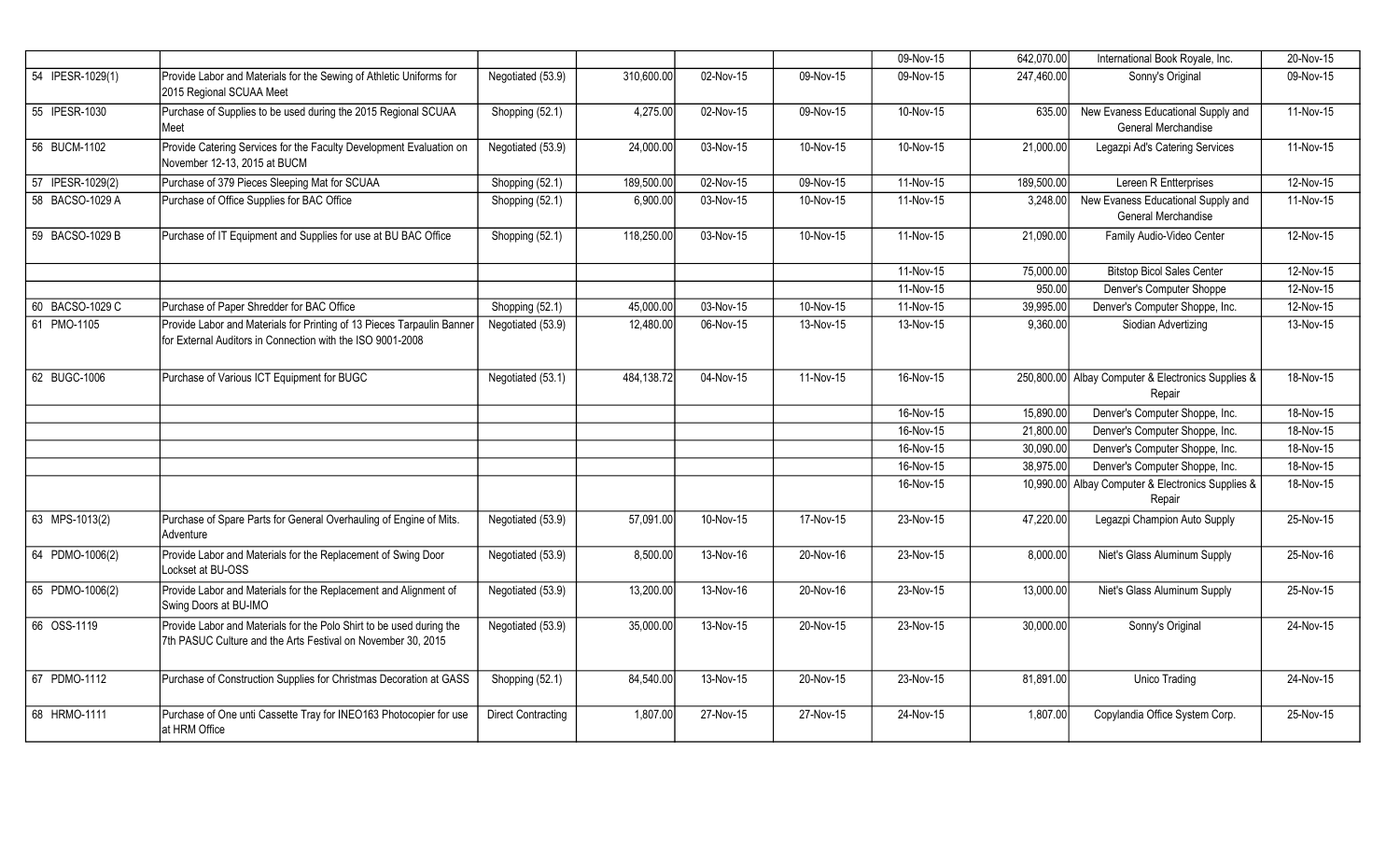| | | | | | | | | | |
|---|---|---|---|---|---|---|---|---|---|
| | | | | | | 09-Nov-15 | 642,070.00 | International Book Royale, Inc. | 20-Nov-15 |
| 54 IPESR-1029(1) | Provide Labor and Materials for the Sewing of Athletic Uniforms for 2015 Regional SCUAA Meet | Negotiated (53.9) | 310,600.00 | 02-Nov-15 | 09-Nov-15 | 09-Nov-15 | 247,460.00 | Sonny's Original | 09-Nov-15 |
| 55 IPESR-1030 | Purchase of Supplies to be used during the 2015 Regional SCUAA Meet | Shopping (52.1) | 4,275.00 | 02-Nov-15 | 09-Nov-15 | 10-Nov-15 | 635.00 | New Evaness Educational Supply and General Merchandise | 11-Nov-15 |
| 56 BUCM-1102 | Provide Catering Services for the Faculty Development Evaluation on November 12-13, 2015 at BUCM | Negotiated (53.9) | 24,000.00 | 03-Nov-15 | 10-Nov-15 | 10-Nov-15 | 21,000.00 | Legazpi Ad's Catering Services | 11-Nov-15 |
| 57 IPESR-1029(2) | Purchase of 379 Pieces Sleeping Mat for SCUAA | Shopping (52.1) | 189,500.00 | 02-Nov-15 | 09-Nov-15 | 11-Nov-15 | 189,500.00 | Lereen R Entterprises | 12-Nov-15 |
| 58 BACSO-1029 A | Purchase of Office Supplies for BAC Office | Shopping (52.1) | 6,900.00 | 03-Nov-15 | 10-Nov-15 | 11-Nov-15 | 3,248.00 | New Evaness Educational Supply and General Merchandise | 11-Nov-15 |
| 59 BACSO-1029 B | Purchase of IT Equipment and Supplies for use at BU BAC Office | Shopping (52.1) | 118,250.00 | 03-Nov-15 | 10-Nov-15 | 11-Nov-15 | 21,090.00 | Family Audio-Video Center | 12-Nov-15 |
| | | | | | | 11-Nov-15 | 75,000.00 | Bitstop Bicol Sales Center | 12-Nov-15 |
| | | | | | | 11-Nov-15 | 950.00 | Denver's Computer Shoppe | 12-Nov-15 |
| 60 BACSO-1029 C | Purchase of Paper Shredder for BAC Office | Shopping (52.1) | 45,000.00 | 03-Nov-15 | 10-Nov-15 | 11-Nov-15 | 39,995.00 | Denver's Computer Shoppe, Inc. | 12-Nov-15 |
| 61 PMO-1105 | Provide Labor and Materials for Printing of 13 Pieces Tarpaulin Banner for External Auditors in Connection with the ISO 9001-2008 | Negotiated (53.9) | 12,480.00 | 06-Nov-15 | 13-Nov-15 | 13-Nov-15 | 9,360.00 | Siodian Advertizing | 13-Nov-15 |
| 62 BUGC-1006 | Purchase of Various ICT Equipment for BUGC | Negotiated (53.1) | 484,138.72 | 04-Nov-15 | 11-Nov-15 | 16-Nov-15 | 250,800.00 | Albay Computer & Electronics Supplies & Repair | 18-Nov-15 |
| | | | | | | 16-Nov-15 | 15,890.00 | Denver's Computer Shoppe, Inc. | 18-Nov-15 |
| | | | | | | 16-Nov-15 | 21,800.00 | Denver's Computer Shoppe, Inc. | 18-Nov-15 |
| | | | | | | 16-Nov-15 | 30,090.00 | Denver's Computer Shoppe, Inc. | 18-Nov-15 |
| | | | | | | 16-Nov-15 | 38,975.00 | Denver's Computer Shoppe, Inc. | 18-Nov-15 |
| | | | | | | 16-Nov-15 | 10,990.00 | Albay Computer & Electronics Supplies & Repair | 18-Nov-15 |
| 63 MPS-1013(2) | Purchase of Spare Parts for General Overhauling of Engine of Mits. Adventure | Negotiated (53.9) | 57,091.00 | 10-Nov-15 | 17-Nov-15 | 23-Nov-15 | 47,220.00 | Legazpi Champion Auto Supply | 25-Nov-15 |
| 64 PDMO-1006(2) | Provide Labor and Materials for the Replacement of Swing Door Lockset at BU-OSS | Negotiated (53.9) | 8,500.00 | 13-Nov-16 | 20-Nov-16 | 23-Nov-15 | 8,000.00 | Niet's Glass Aluminum Supply | 25-Nov-16 |
| 65 PDMO-1006(2) | Provide Labor and Materials for the Replacement and Alignment of Swing Doors at BU-IMO | Negotiated (53.9) | 13,200.00 | 13-Nov-16 | 20-Nov-16 | 23-Nov-15 | 13,000.00 | Niet's Glass Aluminum Supply | 25-Nov-16 |
| 66 OSS-1119 | Provide Labor and Materials for the Polo Shirt to be used during the 7th PASUC Culture and the Arts Festival on November 30, 2015 | Negotiated (53.9) | 35,000.00 | 13-Nov-15 | 20-Nov-15 | 23-Nov-15 | 30,000.00 | Sonny's Original | 24-Nov-15 |
| 67 PDMO-1112 | Purchase of Construction Supplies for Christmas Decoration at GASS | Shopping (52.1) | 84,540.00 | 13-Nov-15 | 20-Nov-15 | 23-Nov-15 | 81,891.00 | Unico Trading | 24-Nov-15 |
| 68 HRMO-1111 | Purchase of One unti Cassette Tray for INEO163 Photocopier for use at HRM Office | Direct Contracting | 1,807.00 | 27-Nov-15 | 27-Nov-15 | 24-Nov-15 | 1,807.00 | Copylandia Office System Corp. | 25-Nov-15 |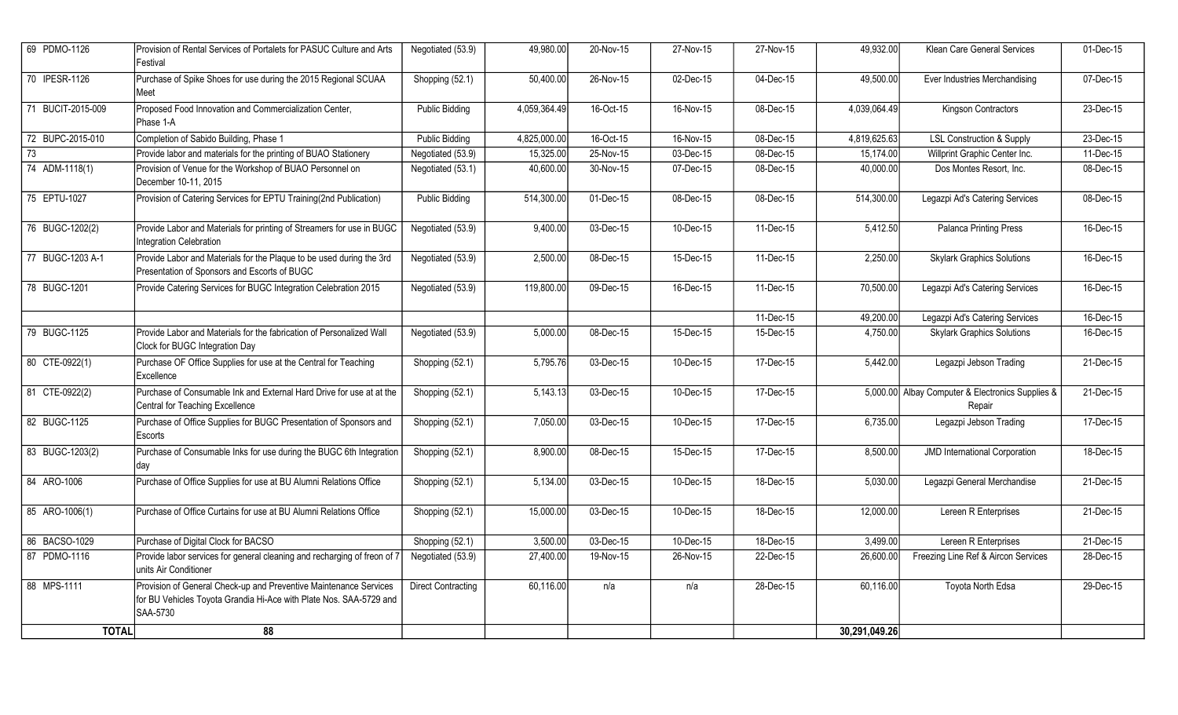| | | | | | | | | | |
|---|---|---|---|---|---|---|---|---|---|
| 69 PDMO-1126 | Provision of Rental Services of Portalets for PASUC Culture and Arts Festival | Negotiated (53.9) | 49,980.00 | 20-Nov-15 | 27-Nov-15 | 27-Nov-15 | 49,932.00 | Klean Care General Services | 01-Dec-15 |
| 70 IPESR-1126 | Purchase of Spike Shoes for use during the 2015 Regional SCUAA Meet | Shopping (52.1) | 50,400.00 | 26-Nov-15 | 02-Dec-15 | 04-Dec-15 | 49,500.00 | Ever Industries Merchandising | 07-Dec-15 |
| 71 BUCIT-2015-009 | Proposed Food Innovation and Commercialization Center, Phase 1-A | Public Bidding | 4,059,364.49 | 16-Oct-15 | 16-Nov-15 | 08-Dec-15 | 4,039,064.49 | Kingson Contractors | 23-Dec-15 |
| 72 BUPC-2015-010 | Completion of Sabido Building, Phase 1 | Public Bidding | 4,825,000.00 | 16-Oct-15 | 16-Nov-15 | 08-Dec-15 | 4,819,625.63 | LSL Construction & Supply | 23-Dec-15 |
| 73 | Provide labor and materials for the printing of BUAO Stationery | Negotiated (53.9) | 15,325.00 | 25-Nov-15 | 03-Dec-15 | 08-Dec-15 | 15,174.00 | Willprint Graphic Center Inc. | 11-Dec-15 |
| 74 ADM-1118(1) | Provision of Venue for the Workshop of BUAO Personnel on December 10-11, 2015 | Negotiated (53.1) | 40,600.00 | 30-Nov-15 | 07-Dec-15 | 08-Dec-15 | 40,000.00 | Dos Montes Resort, Inc. | 08-Dec-15 |
| 75 EPTU-1027 | Provision of Catering Services for EPTU Training(2nd Publication) | Public Bidding | 514,300.00 | 01-Dec-15 | 08-Dec-15 | 08-Dec-15 | 514,300.00 | Legazpi Ad's Catering Services | 08-Dec-15 |
| 76 BUGC-1202(2) | Provide Labor and Materials for printing of Streamers for use in BUGC Integration Celebration | Negotiated (53.9) | 9,400.00 | 03-Dec-15 | 10-Dec-15 | 11-Dec-15 | 5,412.50 | Palanca Printing Press | 16-Dec-15 |
| 77 BUGC-1203 A-1 | Provide Labor and Materials for the Plaque to be used during the 3rd Presentation of Sponsors and Escorts of BUGC | Negotiated (53.9) | 2,500.00 | 08-Dec-15 | 15-Dec-15 | 11-Dec-15 | 2,250.00 | Skylark Graphics Solutions | 16-Dec-15 |
| 78 BUGC-1201 | Provide Catering Services for BUGC Integration Celebration 2015 | Negotiated (53.9) | 119,800.00 | 09-Dec-15 | 16-Dec-15 | 11-Dec-15 | 70,500.00 | Legazpi Ad's Catering Services | 16-Dec-15 |
| | | | | | | 11-Dec-15 | 49,200.00 | Legazpi Ad's Catering Services | 16-Dec-15 |
| 79 BUGC-1125 | Provide Labor and Materials for the fabrication of Personalized Wall Clock for BUGC Integration Day | Negotiated (53.9) | 5,000.00 | 08-Dec-15 | 15-Dec-15 | 15-Dec-15 | 4,750.00 | Skylark Graphics Solutions | 16-Dec-15 |
| 80 CTE-0922(1) | Purchase OF Office Supplies for use at the Central for Teaching Excellence | Shopping (52.1) | 5,795.76 | 03-Dec-15 | 10-Dec-15 | 17-Dec-15 | 5,442.00 | Legazpi Jebson Trading | 21-Dec-15 |
| 81 CTE-0922(2) | Purchase of Consumable Ink and External Hard Drive for use at at the Central for Teaching Excellence | Shopping (52.1) | 5,143.13 | 03-Dec-15 | 10-Dec-15 | 17-Dec-15 | 5,000.00 | Albay Computer & Electronics Supplies & Repair | 21-Dec-15 |
| 82 BUGC-1125 | Purchase of Office Supplies for BUGC Presentation of Sponsors and Escorts | Shopping (52.1) | 7,050.00 | 03-Dec-15 | 10-Dec-15 | 17-Dec-15 | 6,735.00 | Legazpi Jebson Trading | 17-Dec-15 |
| 83 BUGC-1203(2) | Purchase of Consumable Inks for use during the BUGC 6th Integration day | Shopping (52.1) | 8,900.00 | 08-Dec-15 | 15-Dec-15 | 17-Dec-15 | 8,500.00 | JMD International Corporation | 18-Dec-15 |
| 84 ARO-1006 | Purchase of Office Supplies for use at BU Alumni Relations Office | Shopping (52.1) | 5,134.00 | 03-Dec-15 | 10-Dec-15 | 18-Dec-15 | 5,030.00 | Legazpi General Merchandise | 21-Dec-15 |
| 85 ARO-1006(1) | Purchase of Office Curtains for use at BU Alumni Relations Office | Shopping (52.1) | 15,000.00 | 03-Dec-15 | 10-Dec-15 | 18-Dec-15 | 12,000.00 | Lereen R Enterprises | 21-Dec-15 |
| 86 BACSO-1029 | Purchase of Digital Clock for BACSO | Shopping (52.1) | 3,500.00 | 03-Dec-15 | 10-Dec-15 | 18-Dec-15 | 3,499.00 | Lereen R Enterprises | 21-Dec-15 |
| 87 PDMO-1116 | Provide labor services for general cleaning and recharging of freon of 7 units Air Conditioner | Negotiated (53.9) | 27,400.00 | 19-Nov-15 | 26-Nov-15 | 22-Dec-15 | 26,600.00 | Freezing Line Ref & Aircon Services | 28-Dec-15 |
| 88 MPS-1111 | Provision of General Check-up and Preventive Maintenance Services for BU Vehicles Toyota Grandia Hi-Ace with Plate Nos. SAA-5729 and SAA-5730 | Direct Contracting | 60,116.00 | n/a | n/a | 28-Dec-15 | 60,116.00 | Toyota North Edsa | 29-Dec-15 |
| **TOTAL** | 88 | | | | | | 30,291,049.26 | | |